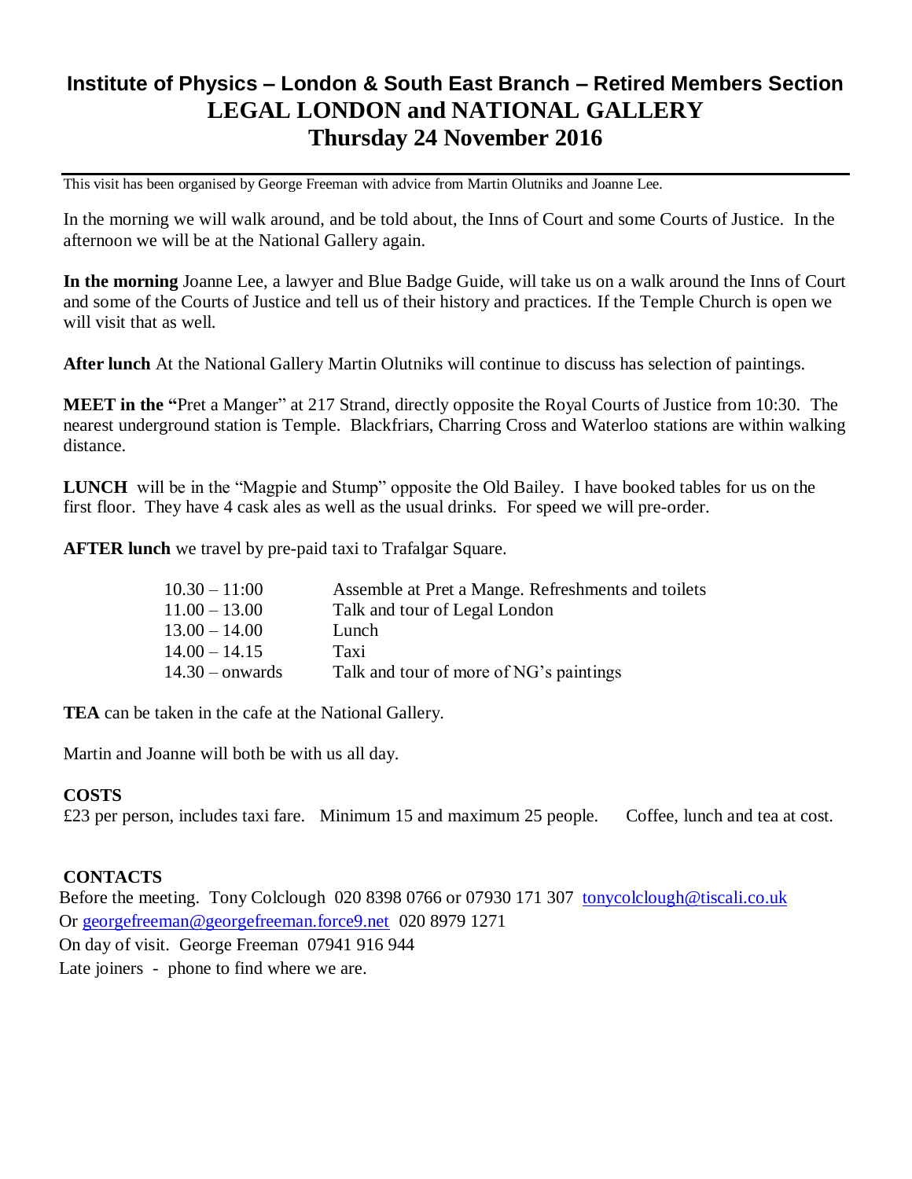# Institute of Physics – London & South East Branch – Retired Members Section

# LEGAL LONDON and NATIONAL GALLERY

# Thursday 24 November 2016

This visit has been organised by George Freeman with advice from Martin Olutniks and Joanne Lee.

In the morning we will walk around, and be told about, the Inns of Court and some Courts of Justice. In the afternoon we will be at the National Gallery again.

**In the morning** Joanne Lee, a lawyer and Blue Badge Guide, will take us on a walk around the Inns of Court and some of the Courts of Justice and tell us of their history and practices. If the Temple Church is open we will visit that as well.

**After lunch** At the National Gallery Martin Olutniks will continue to discuss has selection of paintings.

**MEET in the "**Pret a Manger" at 217 Strand, directly opposite the Royal Courts of Justice from 10:30. The nearest underground station is Temple. Blackfriars, Charring Cross and Waterloo stations are within walking distance.

**LUNCH** will be in the "Magpie and Stump" opposite the Old Bailey. I have booked tables for us on the first floor. They have 4 cask ales as well as the usual drinks. For speed we will pre-order.

**AFTER lunch** we travel by pre-paid taxi to Trafalgar Square.

| | |
|---|---|
| 10.30 – 11:00 | Assemble at Pret a Mange. Refreshments and toilets |
| 11.00 – 13.00 | Talk and tour of Legal London |
| 13.00 – 14.00 | Lunch |
| 14.00 – 14.15 | Taxi |
| 14.30 – onwards | Talk and tour of more of NG's paintings |

**TEA** can be taken in the cafe at the National Gallery.

Martin and Joanne will both be with us all day.

**COSTS**

£23 per person, includes taxi fare. Minimum 15 and maximum 25 people. Coffee, lunch and tea at cost.

**CONTACTS**

Before the meeting. Tony Colclough 020 8398 0766 or 07930 171 307 tonycolclough@tiscali.co.uk

Or georgefreeman@georgefreeman.force9.net 020 8979 1271

On day of visit. George Freeman 07941 916 944

Late joiners - phone to find where we are.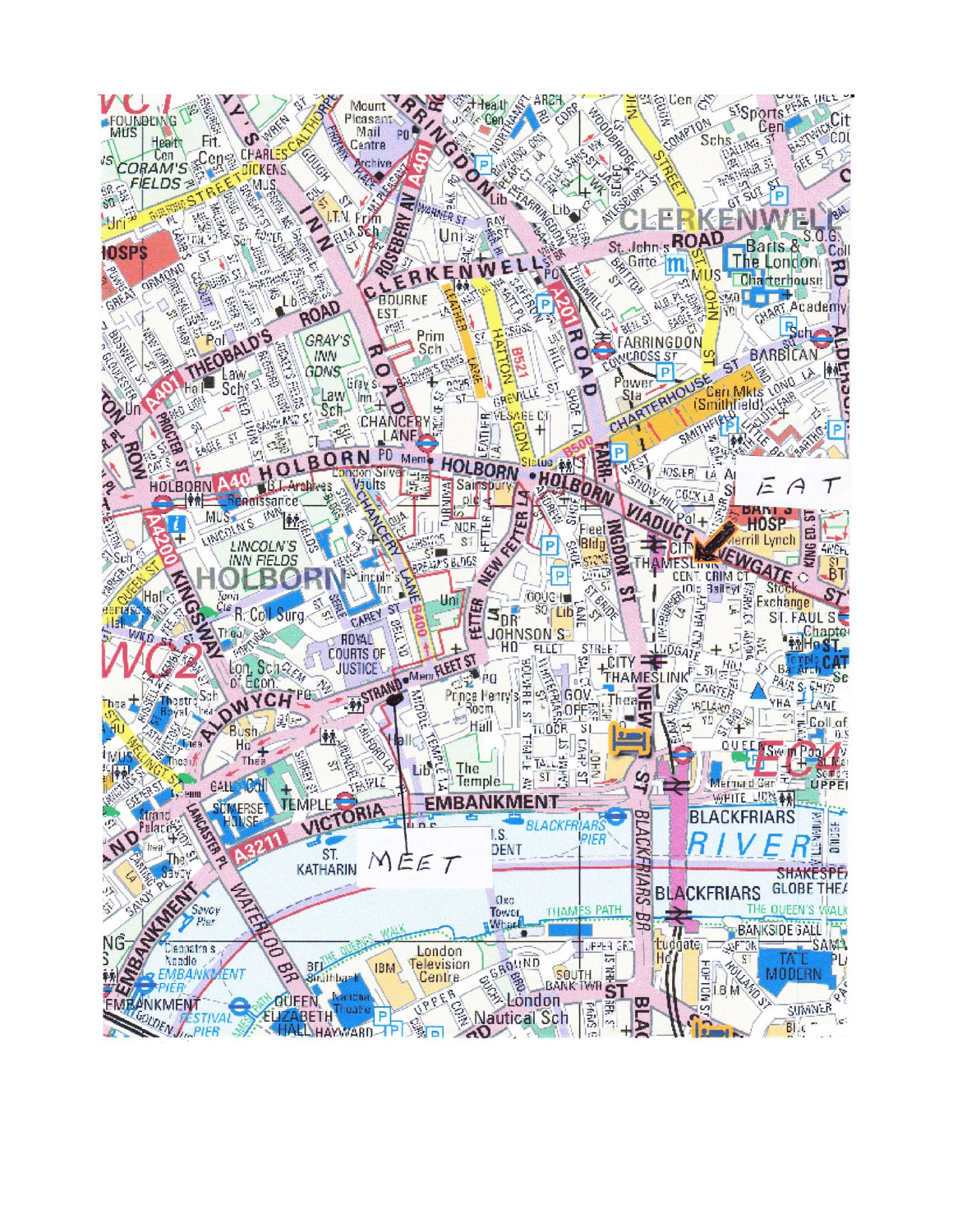EAT

MEET